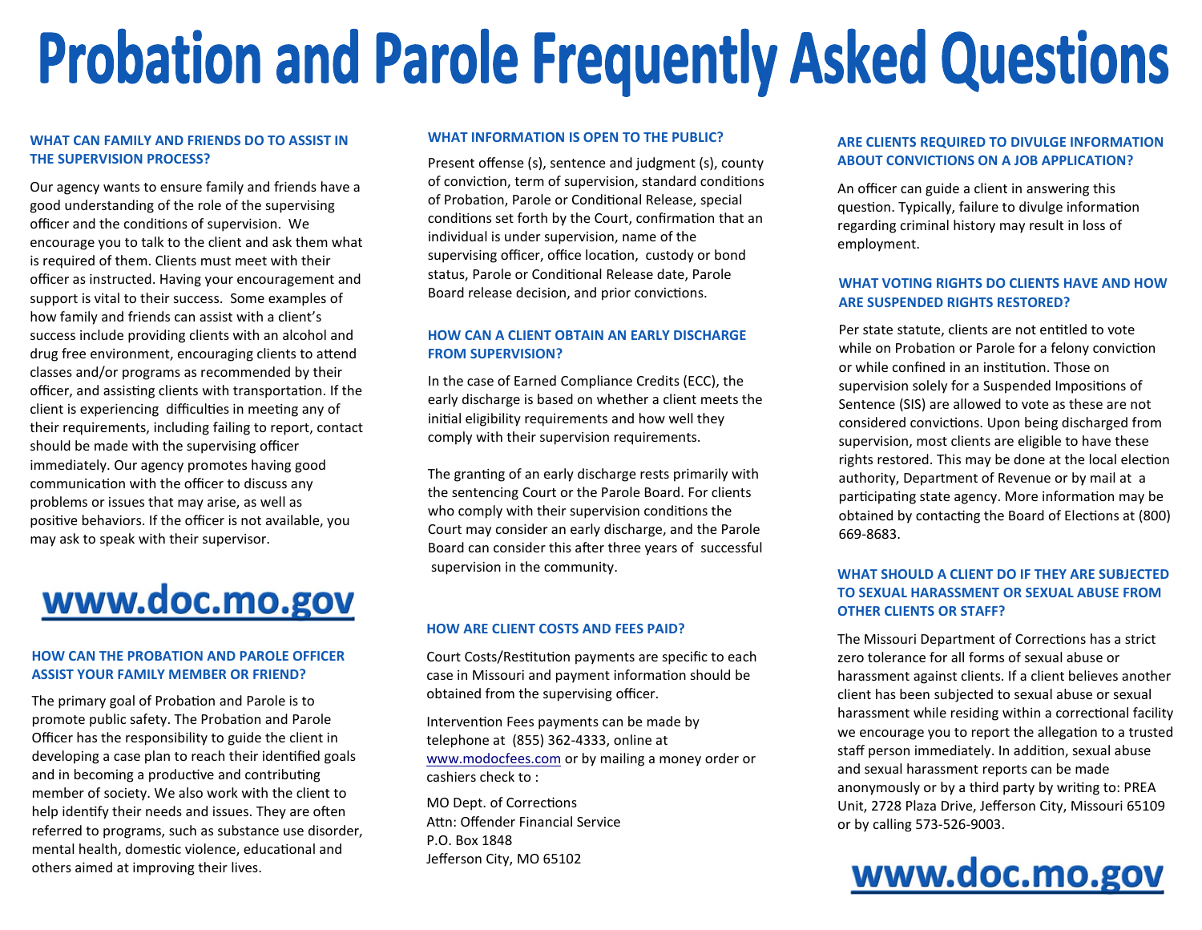# Probation and Parole Frequently Asked Questions

### WHAT CAN FAMILY AND FRIENDS DO TO ASSIST IN THE SUPERVISION PROCESS?

Our agency wants to ensure family and friends have a good understanding of the role of the supervising officer and the conditions of supervision. We encourage you to talk to the client and ask them what is required of them. Clients must meet with their officer as instructed. Having your encouragement and support is vital to their success. Some examples of how family and friends can assist with a client's success include providing clients with an alcohol and drug free environment, encouraging clients to attend classes and/or programs as recommended by their officer, and assisting clients with transportation. If the client is experiencing difficulties in meeting any of their requirements, including failing to report, contact should be made with the supervising officer immediately. Our agency promotes having good communication with the officer to discuss any problems or issues that may arise, as well as positive behaviors. If the officer is not available, you may ask to speak with their supervisor.

**www.doc.mo.gov**

### HOW CAN THE PROBATION AND PAROLE OFFICER ASSIST YOUR FAMILY MEMBER OR FRIEND?

The primary goal of Probation and Parole is to promote public safety. The Probation and Parole Officer has the responsibility to guide the client in developing a case plan to reach their identified goals and in becoming a productive and contributing member of society. We also work with the client to help identify their needs and issues. They are often referred to programs, such as substance use disorder, mental health, domestic violence, educational and others aimed at improving their lives.

### WHAT INFORMATION IS OPEN TO THE PUBLIC?

Present offense (s), sentence and judgment (s), county of conviction, term of supervision, standard conditions of Probation, Parole or Conditional Release, special conditions set forth by the Court, confirmation that an individual is under supervision, name of the supervising officer, office location, custody or bond status, Parole or Conditional Release date, Parole Board release decision, and prior convictions.

### HOW CAN A CLIENT OBTAIN AN EARLY DISCHARGE FROM SUPERVISION?

In the case of Earned Compliance Credits (ECC), the early discharge is based on whether a client meets the initial eligibility requirements and how well they comply with their supervision requirements.

The granting of an early discharge rests primarily with the sentencing Court or the Parole Board. For clients who comply with their supervision conditions the Court may consider an early discharge, and the Parole Board can consider this after three years of successful supervision in the community.

### HOW ARE CLIENT COSTS AND FEES PAID?

Court Costs/Restitution payments are specific to each case in Missouri and payment information should be obtained from the supervising officer.

Intervention Fees payments can be made by telephone at (855) 362-4333, online at www.modocfees.com or by mailing a money order or cashiers check to :

MO Dept. of Corrections
Attn: Offender Financial Service
P.O. Box 1848
Jefferson City, MO 65102

### ARE CLIENTS REQUIRED TO DIVULGE INFORMATION ABOUT CONVICTIONS ON A JOB APPLICATION?

An officer can guide a client in answering this question. Typically, failure to divulge information regarding criminal history may result in loss of employment.

### WHAT VOTING RIGHTS DO CLIENTS HAVE AND HOW ARE SUSPENDED RIGHTS RESTORED?

Per state statute, clients are not entitled to vote while on Probation or Parole for a felony conviction or while confined in an institution. Those on supervision solely for a Suspended Impositions of Sentence (SIS) are allowed to vote as these are not considered convictions. Upon being discharged from supervision, most clients are eligible to have these rights restored. This may be done at the local election authority, Department of Revenue or by mail at a participating state agency. More information may be obtained by contacting the Board of Elections at (800) 669-8683.

### WHAT SHOULD A CLIENT DO IF THEY ARE SUBJECTED TO SEXUAL HARASSMENT OR SEXUAL ABUSE FROM OTHER CLIENTS OR STAFF?

The Missouri Department of Corrections has a strict zero tolerance for all forms of sexual abuse or harassment against clients. If a client believes another client has been subjected to sexual abuse or sexual harassment while residing within a correctional facility we encourage you to report the allegation to a trusted staff person immediately. In addition, sexual abuse and sexual harassment reports can be made anonymously or by a third party by writing to: PREA Unit, 2728 Plaza Drive, Jefferson City, Missouri 65109 or by calling 573-526-9003.

**www.doc.mo.gov**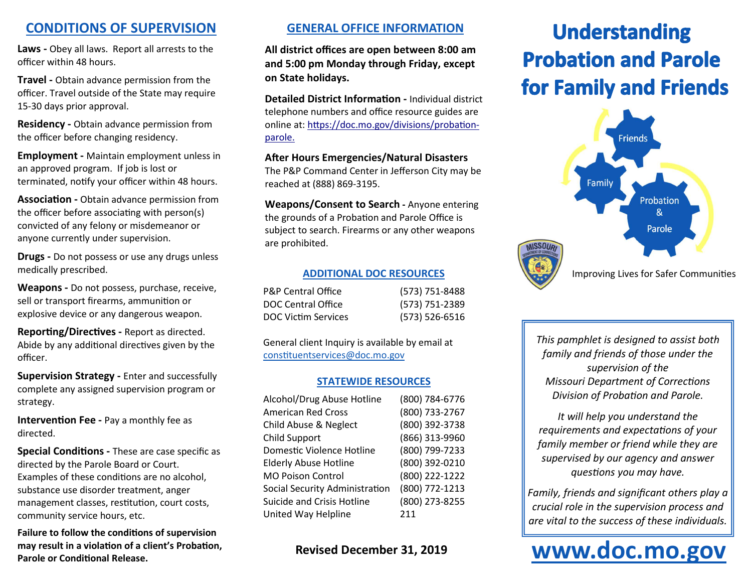## CONDITIONS OF SUPERVISION

**Laws -** Obey all laws. Report all arrests to the officer within 48 hours.

**Travel -** Obtain advance permission from the officer. Travel outside of the State may require 15-30 days prior approval.

**Residency -** Obtain advance permission from the officer before changing residency.

**Employment -** Maintain employment unless in an approved program. If job is lost or terminated, notify your officer within 48 hours.

**Association -** Obtain advance permission from the officer before associating with person(s) convicted of any felony or misdemeanor or anyone currently under supervision.

**Drugs -** Do not possess or use any drugs unless medically prescribed.

**Weapons -** Do not possess, purchase, receive, sell or transport firearms, ammunition or explosive device or any dangerous weapon.

**Reporting/Directives -** Report as directed. Abide by any additional directives given by the officer.

**Supervision Strategy -** Enter and successfully complete any assigned supervision program or strategy.

**Intervention Fee -** Pay a monthly fee as directed.

**Special Conditions -** These are case specific as directed by the Parole Board or Court. Examples of these conditions are no alcohol, substance use disorder treatment, anger management classes, restitution, court costs, community service hours, etc.

**Failure to follow the conditions of supervision may result in a violation of a client's Probation, Parole or Conditional Release.**

## GENERAL OFFICE INFORMATION

**All district offices are open between 8:00 am and 5:00 pm Monday through Friday, except on State holidays.**

**Detailed District Information -** Individual district telephone numbers and office resource guides are online at: https://doc.mo.gov/divisions/probation-parole.

**After Hours Emergencies/Natural Disasters**
The P&P Command Center in Jefferson City may be reached at (888) 869-3195.

**Weapons/Consent to Search -** Anyone entering the grounds of a Probation and Parole Office is subject to search. Firearms or any other weapons are prohibited.

### ADDITIONAL DOC RESOURCES

| | |
|---|---|
| P&P Central Office | (573) 751-8488 |
| DOC Central Office | (573) 751-2389 |
| DOC Victim Services | (573) 526-6516 |

General client Inquiry is available by email at constituentservices@doc.mo.gov

### STATEWIDE RESOURCES

| | |
|---|---|
| Alcohol/Drug Abuse Hotline | (800) 784-6776 |
| American Red Cross | (800) 733-2767 |
| Child Abuse & Neglect | (800) 392-3738 |
| Child Support | (866) 313-9960 |
| Domestic Violence Hotline | (800) 799-7233 |
| Elderly Abuse Hotline | (800) 392-0210 |
| MO Poison Control | (800) 222-1222 |
| Social Security Administration | (800) 772-1213 |
| Suicide and Crisis Hotline | (800) 273-8255 |
| United Way Helpline | 211 |

**Revised December 31, 2019**

# Understanding Probation and Parole for Family and Friends

Friends
Family
Probation & Parole

Improving Lives for Safer Communities

*This pamphlet is designed to assist both family and friends of those under the supervision of the Missouri Department of Corrections Division of Probation and Parole.*

*It will help you understand the requirements and expectations of your family member or friend while they are supervised by our agency and answer questions you may have.*

*Family, friends and significant others play a crucial role in the supervision process and are vital to the success of these individuals.*

**www.doc.mo.gov**